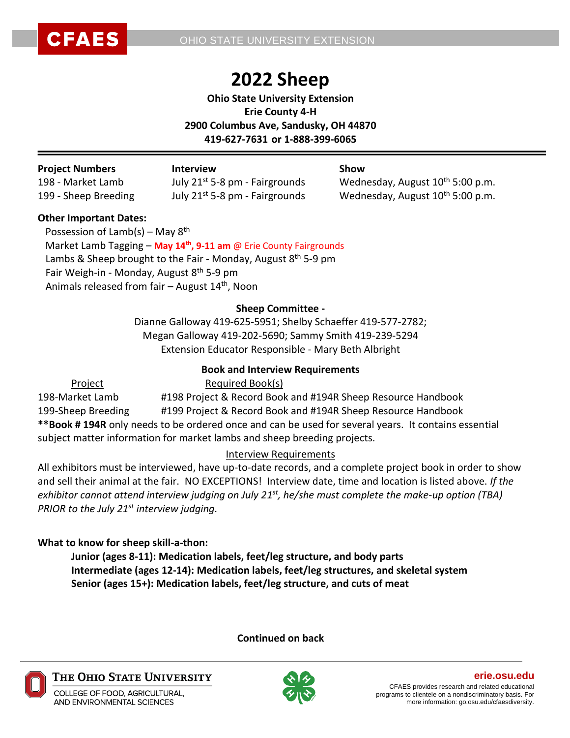# 2022 Sheep

**Ohio State University Extension**
**Erie County 4-H**
**2900 Columbus Ave, Sandusky, OH 44870**
**419-627-7631 or 1-888-399-6065**

| **Project Numbers** | **Interview** | **Show** |
|---|---|---|
| 198 - Market Lamb | July 21st 5-8 pm - Fairgrounds | Wednesday, August 10th 5:00 p.m. |
| 199 - Sheep Breeding | July 21st 5-8 pm - Fairgrounds | Wednesday, August 10th 5:00 p.m. |

**Other Important Dates:**

Possession of Lamb(s) – May 8th
Market Lamb Tagging – **May 14th, 9-11 am** @ Erie County Fairgrounds
Lambs & Sheep brought to the Fair - Monday, August 8th 5-9 pm
Fair Weigh-in - Monday, August 8th 5-9 pm
Animals released from fair – August 14th, Noon

**Sheep Committee -**

Dianne Galloway 419-625-5951; Shelby Schaeffer 419-577-2782;
Megan Galloway 419-202-5690; Sammy Smith 419-239-5294
Extension Educator Responsible - Mary Beth Albright

**Book and Interview Requirements**

| Project | Required Book(s) |
|---|---|
| 198-Market Lamb | #198 Project & Record Book and #194R Sheep Resource Handbook |
| 199-Sheep Breeding | #199 Project & Record Book and #194R Sheep Resource Handbook |

****Book # 194R** only needs to be ordered once and can be used for several years. It contains essential subject matter information for market lambs and sheep breeding projects.

Interview Requirements

All exhibitors must be interviewed, have up-to-date records, and a complete project book in order to show and sell their animal at the fair. NO EXCEPTIONS! Interview date, time and location is listed above. *If the exhibitor cannot attend interview judging on July 21st, he/she must complete the make-up option (TBA) PRIOR to the July 21st interview judging.*

**What to know for sheep skill-a-thon:**

**Junior (ages 8-11): Medication labels, feet/leg structure, and body parts**
**Intermediate (ages 12-14): Medication labels, feet/leg structures, and skeletal system**
**Senior (ages 15+): Medication labels, feet/leg structure, and cuts of meat**

**Continued on back**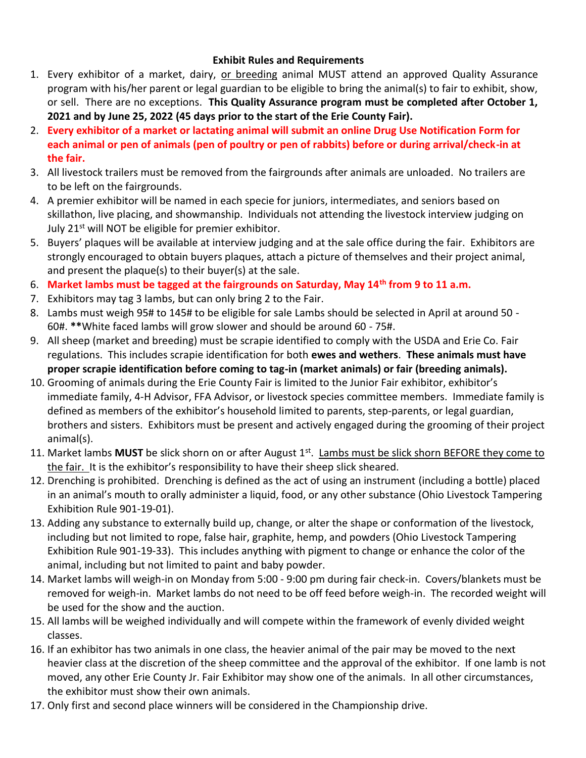**Exhibit Rules and Requirements**

1. Every exhibitor of a market, dairy, <u>or breeding</u> animal MUST attend an approved Quality Assurance program with his/her parent or legal guardian to be eligible to bring the animal(s) to fair to exhibit, show, or sell. There are no exceptions. **This Quality Assurance program must be completed after October 1, 2021 and by June 25, 2022 (45 days prior to the start of the Erie County Fair).**
2. **Every exhibitor of a market or lactating animal will submit an online Drug Use Notification Form for each animal or pen of animals (pen of poultry or pen of rabbits) before or during arrival/check-in at the fair.**
3. All livestock trailers must be removed from the fairgrounds after animals are unloaded. No trailers are to be left on the fairgrounds.
4. A premier exhibitor will be named in each specie for juniors, intermediates, and seniors based on skillathon, live placing, and showmanship. Individuals not attending the livestock interview judging on July 21st will NOT be eligible for premier exhibitor.
5. Buyers' plaques will be available at interview judging and at the sale office during the fair. Exhibitors are strongly encouraged to obtain buyers plaques, attach a picture of themselves and their project animal, and present the plaque(s) to their buyer(s) at the sale.
6. **Market lambs must be tagged at the fairgrounds on Saturday, May 14th from 9 to 11 a.m.**
7. Exhibitors may tag 3 lambs, but can only bring 2 to the Fair.
8. Lambs must weigh 95# to 145# to be eligible for sale Lambs should be selected in April at around 50 - 60#. **\*\***White faced lambs will grow slower and should be around 60 - 75#.
9. All sheep (market and breeding) must be scrapie identified to comply with the USDA and Erie Co. Fair regulations. This includes scrapie identification for both **ewes and wethers**. **These animals must have proper scrapie identification before coming to tag-in (market animals) or fair (breeding animals).**
10. Grooming of animals during the Erie County Fair is limited to the Junior Fair exhibitor, exhibitor's immediate family, 4-H Advisor, FFA Advisor, or livestock species committee members. Immediate family is defined as members of the exhibitor's household limited to parents, step-parents, or legal guardian, brothers and sisters. Exhibitors must be present and actively engaged during the grooming of their project animal(s).
11. Market lambs **MUST** be slick shorn on or after August 1st. <u>Lambs must be slick shorn BEFORE they come to the fair.</u> It is the exhibitor's responsibility to have their sheep slick sheared.
12. Drenching is prohibited. Drenching is defined as the act of using an instrument (including a bottle) placed in an animal's mouth to orally administer a liquid, food, or any other substance (Ohio Livestock Tampering Exhibition Rule 901-19-01).
13. Adding any substance to externally build up, change, or alter the shape or conformation of the livestock, including but not limited to rope, false hair, graphite, hemp, and powders (Ohio Livestock Tampering Exhibition Rule 901-19-33). This includes anything with pigment to change or enhance the color of the animal, including but not limited to paint and baby powder.
14. Market lambs will weigh-in on Monday from 5:00 - 9:00 pm during fair check-in. Covers/blankets must be removed for weigh-in. Market lambs do not need to be off feed before weigh-in. The recorded weight will be used for the show and the auction.
15. All lambs will be weighed individually and will compete within the framework of evenly divided weight classes.
16. If an exhibitor has two animals in one class, the heavier animal of the pair may be moved to the next heavier class at the discretion of the sheep committee and the approval of the exhibitor. If one lamb is not moved, any other Erie County Jr. Fair Exhibitor may show one of the animals. In all other circumstances, the exhibitor must show their own animals.
17. Only first and second place winners will be considered in the Championship drive.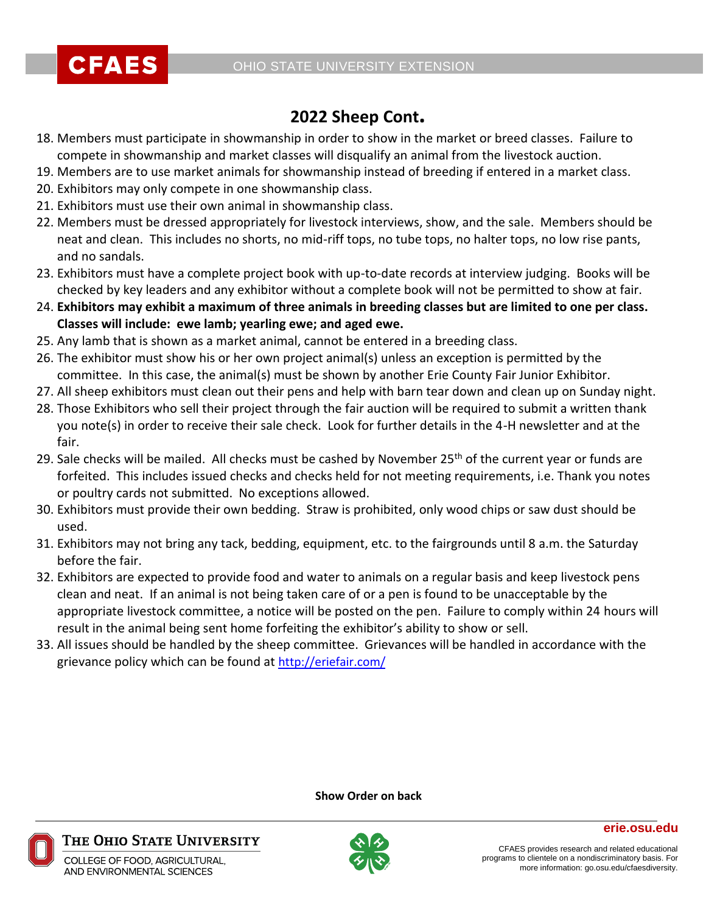## 2022 Sheep Cont.

18. Members must participate in showmanship in order to show in the market or breed classes. Failure to compete in showmanship and market classes will disqualify an animal from the livestock auction.
19. Members are to use market animals for showmanship instead of breeding if entered in a market class.
20. Exhibitors may only compete in one showmanship class.
21. Exhibitors must use their own animal in showmanship class.
22. Members must be dressed appropriately for livestock interviews, show, and the sale. Members should be neat and clean. This includes no shorts, no mid-riff tops, no tube tops, no halter tops, no low rise pants, and no sandals.
23. Exhibitors must have a complete project book with up-to-date records at interview judging. Books will be checked by key leaders and any exhibitor without a complete book will not be permitted to show at fair.
24. **Exhibitors may exhibit a maximum of three animals in breeding classes but are limited to one per class. Classes will include: ewe lamb; yearling ewe; and aged ewe.**
25. Any lamb that is shown as a market animal, cannot be entered in a breeding class.
26. The exhibitor must show his or her own project animal(s) unless an exception is permitted by the committee. In this case, the animal(s) must be shown by another Erie County Fair Junior Exhibitor.
27. All sheep exhibitors must clean out their pens and help with barn tear down and clean up on Sunday night.
28. Those Exhibitors who sell their project through the fair auction will be required to submit a written thank you note(s) in order to receive their sale check. Look for further details in the 4-H newsletter and at the fair.
29. Sale checks will be mailed. All checks must be cashed by November 25th of the current year or funds are forfeited. This includes issued checks and checks held for not meeting requirements, i.e. Thank you notes or poultry cards not submitted. No exceptions allowed.
30. Exhibitors must provide their own bedding. Straw is prohibited, only wood chips or saw dust should be used.
31. Exhibitors may not bring any tack, bedding, equipment, etc. to the fairgrounds until 8 a.m. the Saturday before the fair.
32. Exhibitors are expected to provide food and water to animals on a regular basis and keep livestock pens clean and neat. If an animal is not being taken care of or a pen is found to be unacceptable by the appropriate livestock committee, a notice will be posted on the pen. Failure to comply within 24 hours will result in the animal being sent home forfeiting the exhibitor's ability to show or sell.
33. All issues should be handled by the sheep committee. Grievances will be handled in accordance with the grievance policy which can be found at http://eriefair.com/

**Show Order on back**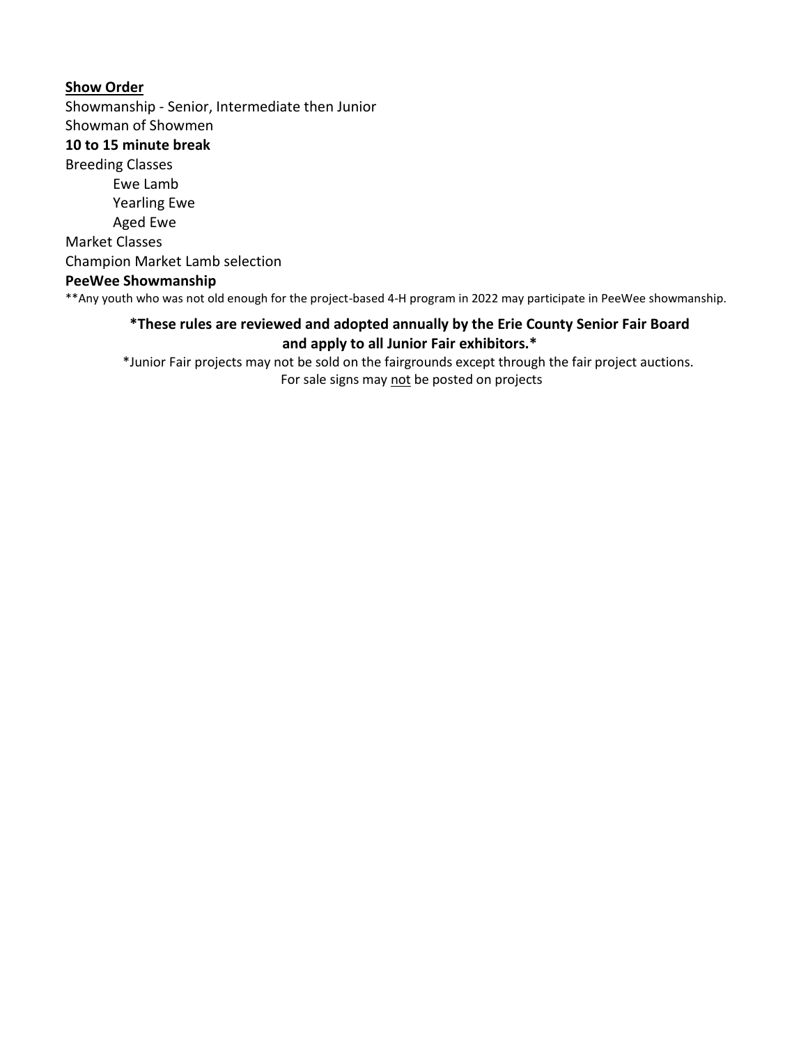**<u>Show Order</u>**

Showmanship - Senior, Intermediate then Junior
Showman of Showmen

**10 to 15 minute break**

Breeding Classes

- Ewe Lamb
- Yearling Ewe
- Aged Ewe

Market Classes
Champion Market Lamb selection

**PeeWee Showmanship**

**Any youth who was not old enough for the project-based 4-H program in 2022 may participate in PeeWee showmanship.

**\*These rules are reviewed and adopted annually by the Erie County Senior Fair Board and apply to all Junior Fair exhibitors.\***

*Junior Fair projects may not be sold on the fairgrounds except through the fair project auctions.
For sale signs may <u>not</u> be posted on projects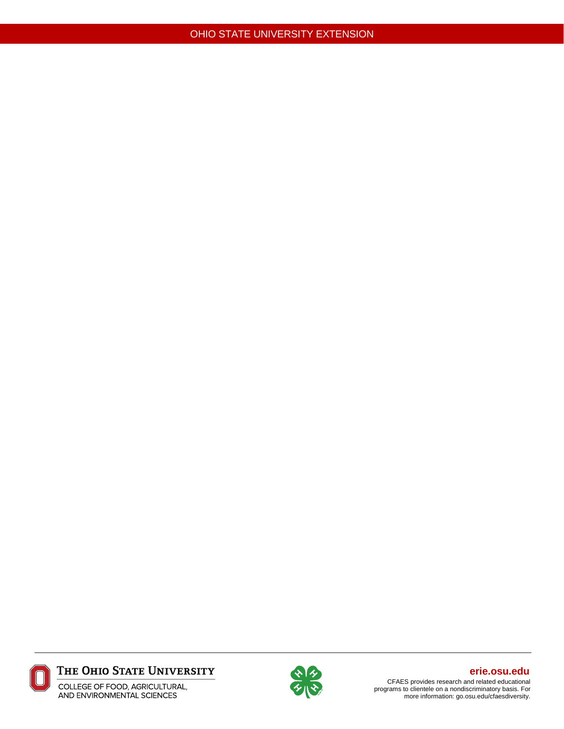OHIO STATE UNIVERSITY EXTENSION

THE OHIO STATE UNIVERSITY

COLLEGE OF FOOD, AGRICULTURAL, AND ENVIRONMENTAL SCIENCES

**erie.osu.edu**

CFAES provides research and related educational programs to clientele on a nondiscriminatory basis. For more information: go.osu.edu/cfaesdiversity.